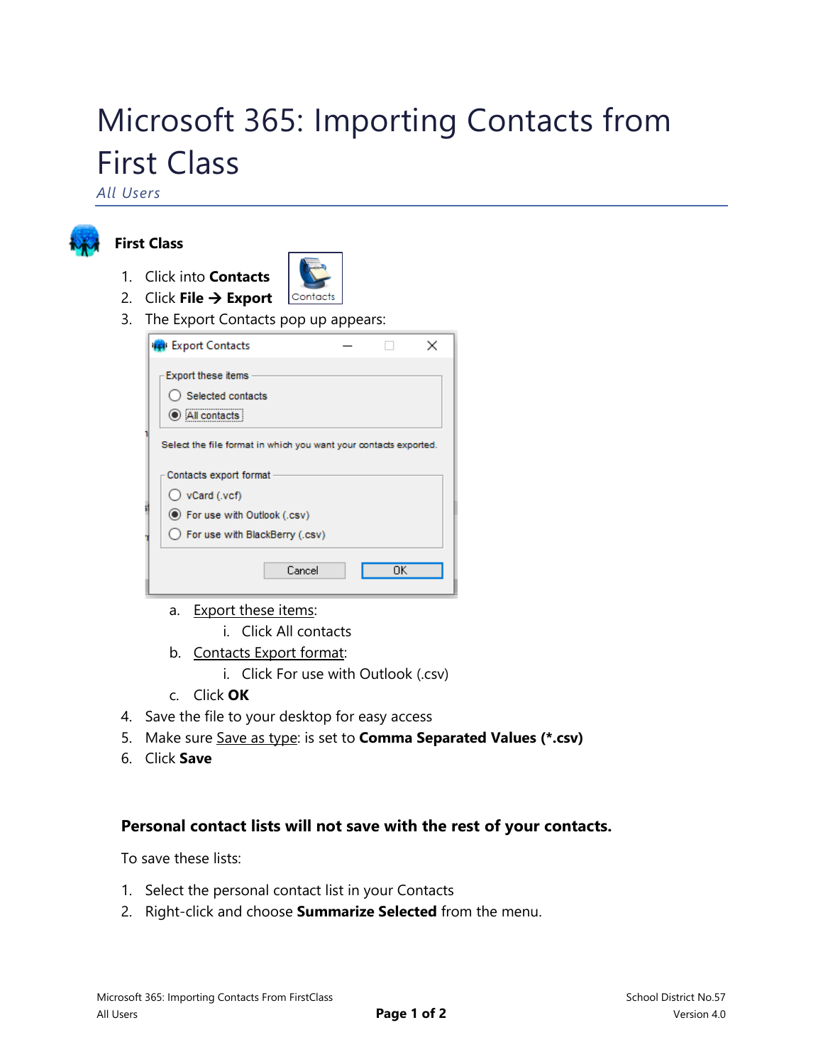# Microsoft 365: Importing Contacts from First Class

*All Users*

## First Class

1. Click into **Contacts**
2. Click **File → Export**
3. The Export Contacts pop up appears:
    a. Export these items:
        i. Click All contacts
    b. Contacts Export format:
        i. Click For use with Outlook (.csv)
    c. Click **OK**
4. Save the file to your desktop for easy access
5. Make sure Save as type: is set to **Comma Separated Values (*.csv)**
6. Click **Save**

### Personal contact lists will not save with the rest of your contacts.

To save these lists:

1. Select the personal contact list in your Contacts
2. Right-click and choose **Summarize Selected** from the menu.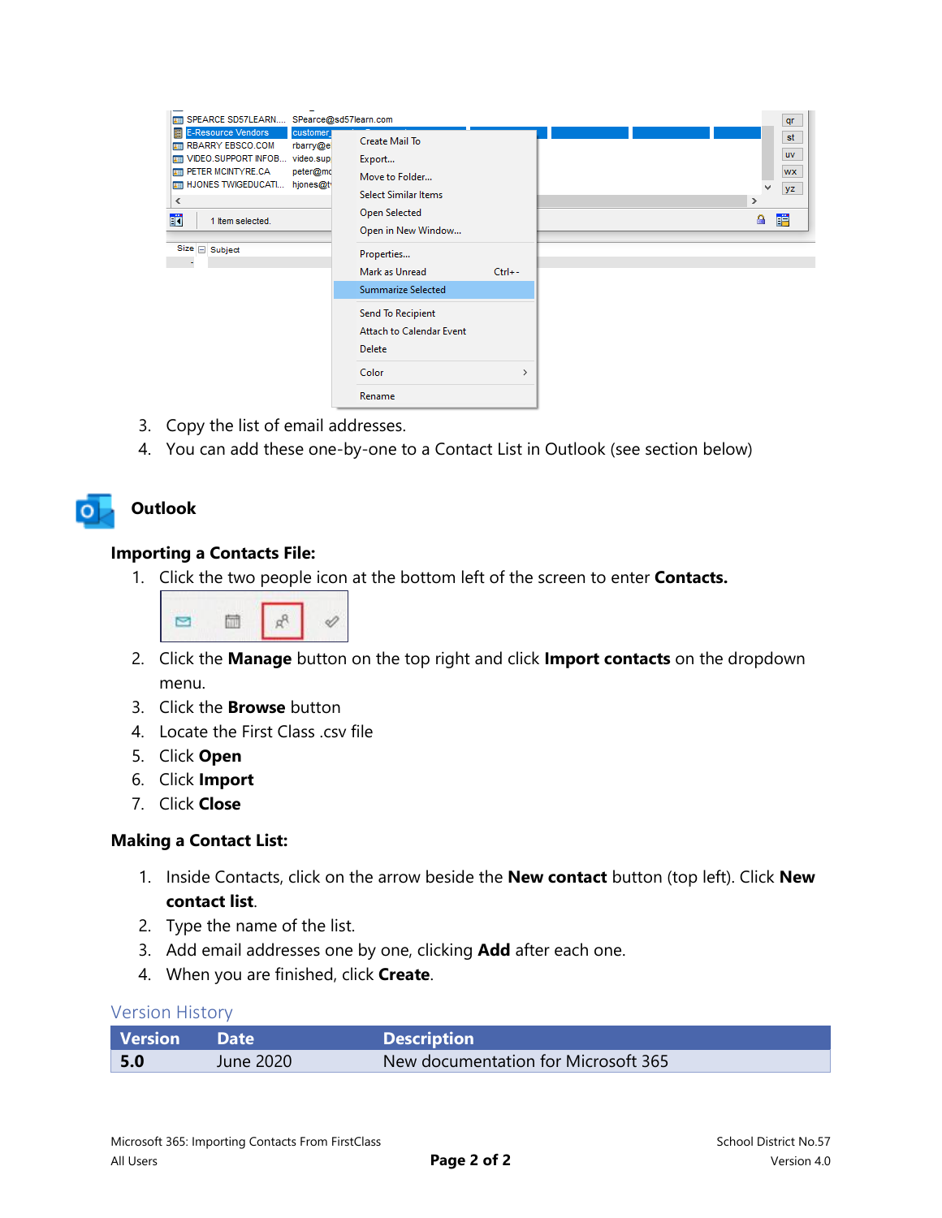3. Copy the list of email addresses.
4. You can add these one-by-one to a Contact List in Outlook (see section below)

## Outlook

### Importing a Contacts File:

1. Click the two people icon at the bottom left of the screen to enter **Contacts.**
2. Click the **Manage** button on the top right and click **Import contacts** on the dropdown menu.
3. Click the **Browse** button
4. Locate the First Class .csv file
5. Click **Open**
6. Click **Import**
7. Click **Close**

### Making a Contact List:

1. Inside Contacts, click on the arrow beside the **New contact** button (top left). Click **New contact list**.
2. Type the name of the list.
3. Add email addresses one by one, clicking **Add** after each one.
4. When you are finished, click **Create**.

## Version History

| Version | Date | Description |
|---|---|---|
| **5.0** | June 2020 | New documentation for Microsoft 365 |